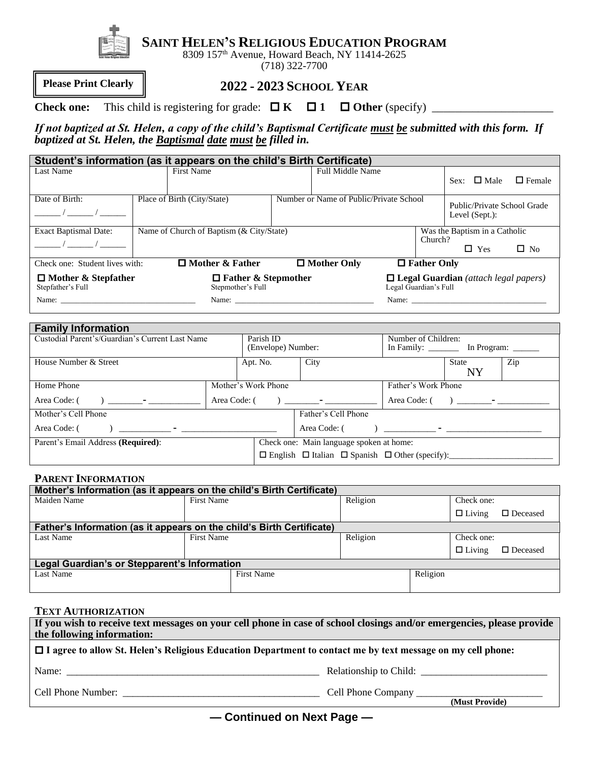# SAINT HELEN'S RELIGIOUS EDUCATION PROGRAM

8309 157th Avenue, Howard Beach, NY 11414-2625
(718) 322-7700

**Please Print Clearly**

## 2022 - 2023 SCHOOL YEAR

**Check one:** This child is registering for grade: ☐ **K** ☐ **1** ☐ **Other** (specify) ____________________

***If not baptized at St. Helen, a copy of the child's Baptismal Certificate must be submitted with this form. If baptized at St. Helen, the Baptismal date must be filled in.***

| **Student's information (as it appears on the child's Birth Certificate)** | | | |
|---|---|---|---|
| Last Name | First Name | Full Middle Name | Sex: ☐ Male ☐ Female |
| Date of Birth: ______ / ______ / ______ | Place of Birth (City/State) | Number or Name of Public/Private School | Public/Private School Grade Level (Sept.): |
| Exact Baptismal Date: ______ / ______ / ______ | Name of Church of Baptism (& City/State) | | Was the Baptism in a Catholic Church? ☐ Yes ☐ No |
| Check one: Student lives with: | ☐ **Mother & Father** | ☐ **Mother Only** | ☐ **Father Only** |
| ☐ **Mother & Stepfather** Stepfather's Full Name: ____________ | ☐ **Father & Stepmother** Stepmother's Full Name: ____________ | ☐ **Legal Guardian** *(attach legal papers)* Legal Guardian's Full Name: ____________ | |

| **Family Information** | | | | |
|---|---|---|---|---|
| Custodial Parent's/Guardian's Current Last Name | Parish ID (Envelope) Number: | | Number of Children: In Family: _______ In Program: ______ | |
| House Number & Street | Apt. No. | City | State NY | Zip |
| Home Phone Area Code: ( ) _______- ___________ | Mother's Work Phone Area Code: ( ) _______- ___________ | | Father's Work Phone Area Code: ( ) _______- ___________ | |
| Mother's Cell Phone Area Code: ( ) ___________ - ____________________ | | Father's Cell Phone Area Code: ( ) ___________ - ____________________ | | |
| Parent's Email Address **(Required)**: | Check one: Main language spoken at home: ☐ English ☐ Italian ☐ Spanish ☐ Other (specify):______________________ | | | |

### PARENT INFORMATION

| **Mother's Information (as it appears on the child's Birth Certificate)** | | | |
|---|---|---|---|
| Maiden Name | First Name | Religion | Check one: ☐ Living ☐ Deceased |
| **Father's Information (as it appears on the child's Birth Certificate)** | | | |
| Last Name | First Name | Religion | Check one: ☐ Living ☐ Deceased |
| **Legal Guardian's or Stepparent's Information** | | | |
| Last Name | First Name | Religion | |

### TEXT AUTHORIZATION

**If you wish to receive text messages on your cell phone in case of school closings and/or emergencies, please provide the following information:**

☐ **I agree to allow St. Helen's Religious Education Department to contact me by text message on my cell phone:**

Name: ____________________________________________ Relationship to Child: ________________________

Cell Phone Number: ___________________________________ Cell Phone Company ________________________ **(Must Provide)**

**— Continued on Next Page —**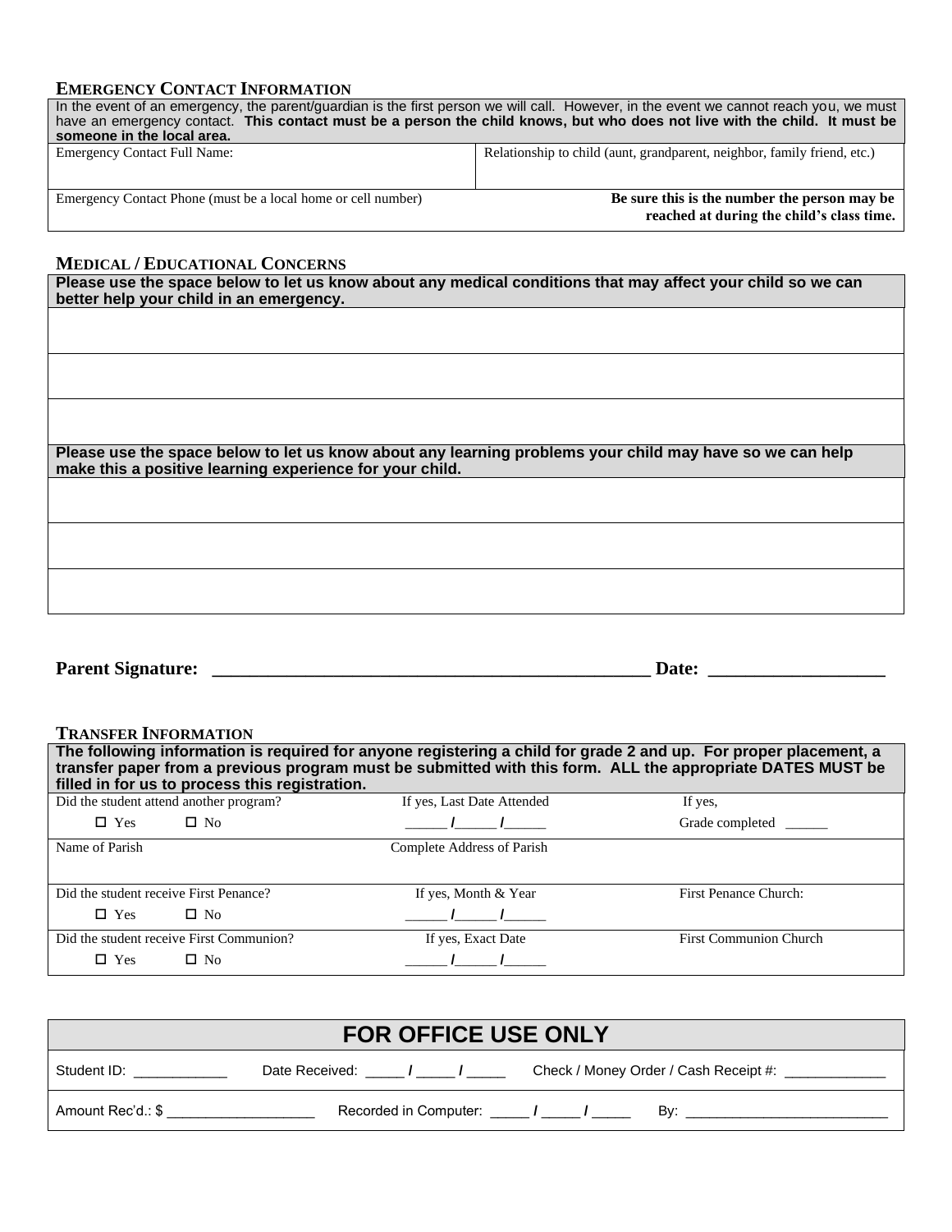## EMERGENCY CONTACT INFORMATION

In the event of an emergency, the parent/guardian is the first person we will call. However, in the event we cannot reach you, we must have an emergency contact. **This contact must be a person the child knows, but who does not live with the child. It must be someone in the local area.**

| | |
|---|---|
| Emergency Contact Full Name: | Relationship to child (aunt, grandparent, neighbor, family friend, etc.) |
| Emergency Contact Phone (must be a local home or cell number) | **Be sure this is the number the person may be reached at during the child's class time.** |

## MEDICAL / EDUCATIONAL CONCERNS

**Please use the space below to let us know about any medical conditions that may affect your child so we can better help your child in an emergency.**

**Please use the space below to let us know about any learning problems your child may have so we can help make this a positive learning experience for your child.**

**Parent Signature:** \_\_\_\_\_\_\_\_\_\_\_\_\_\_\_\_\_\_\_\_\_\_\_\_\_\_\_\_\_\_\_\_\_\_\_\_\_\_\_\_\_\_\_\_ **Date:** \_\_\_\_\_\_\_\_\_\_\_\_\_\_\_\_\_\_

## TRANSFER INFORMATION

**The following information is required for anyone registering a child for grade 2 and up. For proper placement, a transfer paper from a previous program must be submitted with this form. ALL the appropriate DATES MUST be filled in for us to process this registration.**

| | | |
|---|---|---|
| Did the student attend another program?<br>☐ Yes ☐ No | If yes, Last Date Attended<br>\_\_\_\_\_ / \_\_\_\_\_ / \_\_\_\_\_ | If yes,<br>Grade completed \_\_\_\_\_ |
| Name of Parish | Complete Address of Parish | |
| Did the student receive First Penance?<br>☐ Yes ☐ No | If yes, Month & Year<br>\_\_\_\_\_ / \_\_\_\_\_ / \_\_\_\_\_ | First Penance Church: |
| Did the student receive First Communion?<br>☐ Yes ☐ No | If yes, Exact Date<br>\_\_\_\_\_ / \_\_\_\_\_ / \_\_\_\_\_ | First Communion Church |

## FOR OFFICE USE ONLY

Student ID: \_\_\_\_\_\_\_\_\_\_ Date Received: \_\_\_\_\_ / \_\_\_\_\_ / \_\_\_\_\_ Check / Money Order / Cash Receipt #: \_\_\_\_\_\_\_\_\_\_

Amount Rec'd.: $ \_\_\_\_\_\_\_\_\_\_\_\_\_\_\_ Recorded in Computer: \_\_\_\_\_ / \_\_\_\_\_ / \_\_\_\_\_ By: \_\_\_\_\_\_\_\_\_\_\_\_\_\_\_\_\_\_\_\_